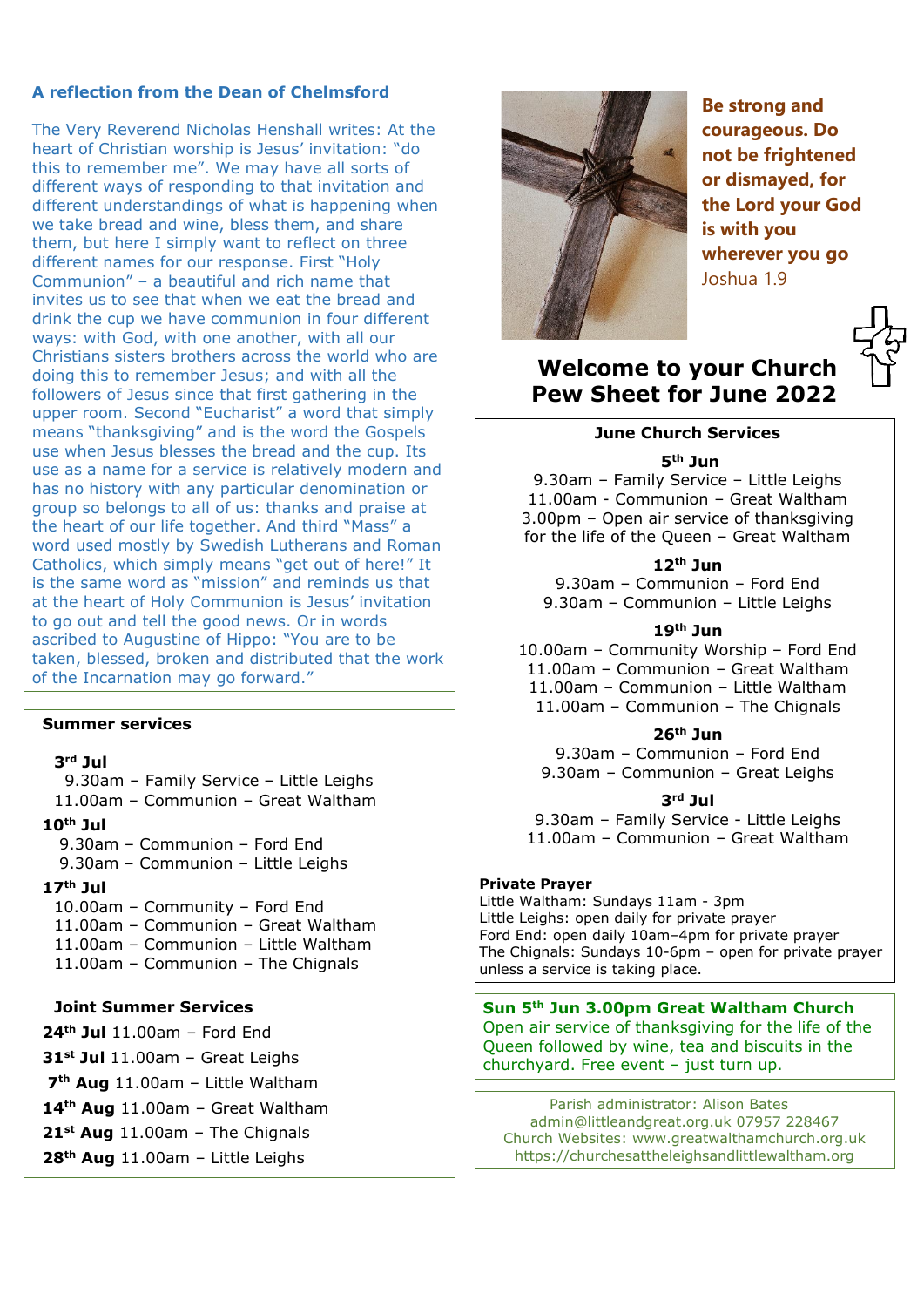## A reflection from the Dean of Chelmsford

The Very Reverend Nicholas Henshall writes: At the heart of Christian worship is Jesus' invitation: "do this to remember me". We may have all sorts of different ways of responding to that invitation and different understandings of what is happening when we take bread and wine, bless them, and share them, but here I simply want to reflect on three different names for our response. First "Holy Communion" – a beautiful and rich name that invites us to see that when we eat the bread and drink the cup we have communion in four different ways: with God, with one another, with all our Christians sisters brothers across the world who are doing this to remember Jesus; and with all the followers of Jesus that first gathering in the upper room. Second "Eucharist" a word that simply means "thanksgiving" and is the word the Gospels use when Jesus blesses the bread and the cup. Its use as a name for a service is relatively modern and has no history with any particular denomination or group so belongs to all of us: thanks and praise at the heart of our life together. And third "Mass" a word used mostly by Swedish Lutherans and Roman Catholics, which simply means "get out of here!" It is the same word as "mission" and reminds us that at the heart of Holy Communion is Jesus' invitation to go out and tell the good news. Or in words ascribed to Augustine of Hippo: "You are to be taken, blessed, broken and distributed that the work of the Incarnation may go forward."

### Summer services

**3rd Jul**
9.30am – Family Service – Little Leighs
11.00am – Communion – Great Waltham

**10th Jul**
9.30am – Communion – Ford End
9.30am – Communion – Little Leighs

**17th Jul**
10.00am – Community – Ford End
11.00am – Communion – Great Waltham
11.00am – Communion – Little Waltham
11.00am – Communion – The Chignals

### Joint Summer Services

**24th Jul** 11.00am – Ford End
**31st Jul** 11.00am – Great Leighs
**7th Aug** 11.00am – Little Waltham
**14th Aug** 11.00am – Great Waltham
**21st Aug** 11.00am – The Chignals
**28th Aug** 11.00am – Little Leighs

**Be strong and courageous. Do not be frightened or dismayed, for the Lord your God is with you wherever you go**
Joshua 1.9

# Welcome to your Church Pew Sheet for June 2022

### June Church Services

**5th Jun**
9.30am – Family Service – Little Leighs
11.00am - Communion – Great Waltham
3.00pm – Open air service of thanksgiving for the life of the Queen – Great Waltham

**12th Jun**
9.30am – Communion – Ford End
9.30am – Communion – Little Leighs

**19th Jun**
10.00am – Community Worship – Ford End
11.00am – Communion – Great Waltham
11.00am – Communion – Little Waltham
11.00am – Communion – The Chignals

**26th Jun**
9.30am – Communion – Ford End
9.30am – Communion – Great Leighs

**3rd Jul**
9.30am – Family Service - Little Leighs
11.00am – Communion – Great Waltham

**Private Prayer**
Little Waltham: Sundays 11am - 3pm
Little Leighs: open daily for private prayer
Ford End: open daily 10am–4pm for private prayer
The Chignals: Sundays 10-6pm – open for private prayer unless a service is taking place.

**Sun 5th Jun 3.00pm Great Waltham Church**
Open air service of thanksgiving for the life of the Queen followed by wine, tea and biscuits in the churchyard. Free event – just turn up.

Parish administrator: Alison Bates
admin@littleandgreat.org.uk 07957 228467
Church Websites: www.greatwalthamchurch.org.uk
https://churchesattheleighsandlittlewaltham.org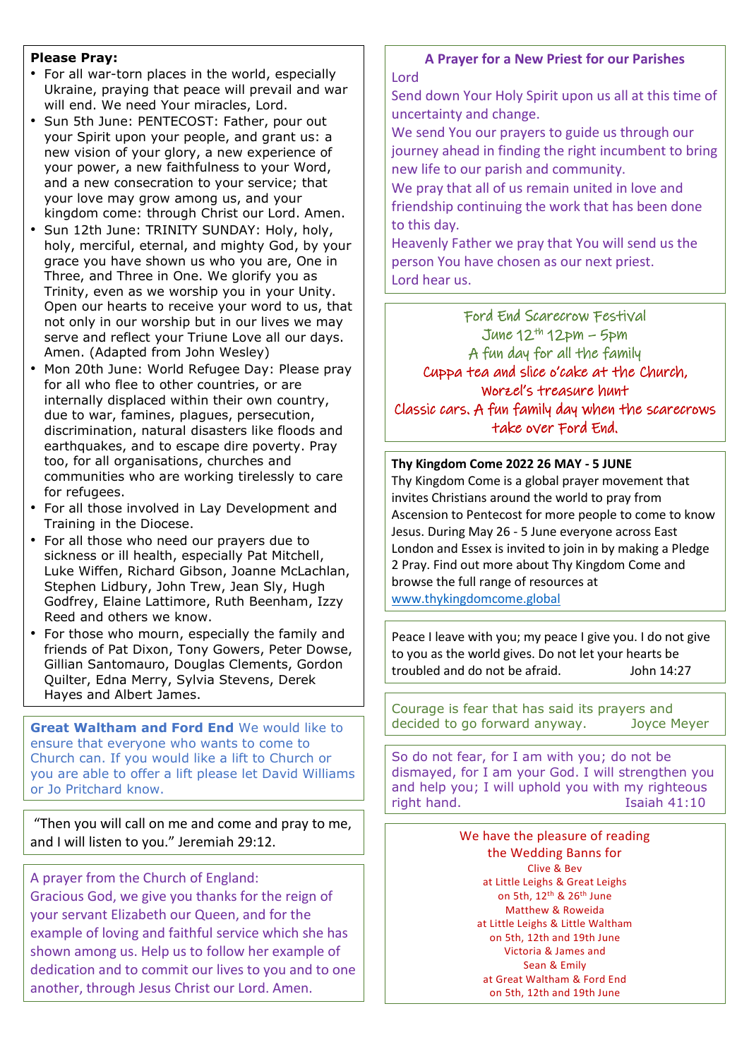**Please Pray:**

- For all war-torn places in the world, especially Ukraine, praying that peace will prevail and war will end. We need Your miracles, Lord.
- Sun 5th June: PENTECOST: Father, pour out your Spirit upon your people, and grant us: a new vision of your glory, a new experience of your power, a new faithfulness to your Word, and a new consecration to your service; that your love may grow among us, and your kingdom come: through Christ our Lord. Amen.
- Sun 12th June: TRINITY SUNDAY: Holy, holy, holy, merciful, eternal, and mighty God, by your grace you have shown us who you are, One in Three, and Three in One. We glorify you as Trinity, even as we worship you in your Unity. Open our hearts to receive your word to us, that not only in our worship but in our lives we may serve and reflect your Triune Love all our days. Amen. (Adapted from John Wesley)
- Mon 20th June: World Refugee Day: Please pray for all who flee to other countries, or are internally displaced within their own country, due to war, famines, plagues, persecution, discrimination, natural disasters like floods and earthquakes, and to escape dire poverty. Pray too, for all organisations, churches and communities who are working tirelessly to care for refugees.
- For all those involved in Lay Development and Training in the Diocese.
- For all those who need our prayers due to sickness or ill health, especially Pat Mitchell, Luke Wiffen, Richard Gibson, Joanne McLachlan, Stephen Lidbury, John Trew, Jean Sly, Hugh Godfrey, Elaine Lattimore, Ruth Beenham, Izzy Reed and others we know.
- For those who mourn, especially the family and friends of Pat Dixon, Tony Gowers, Peter Dowse, Gillian Santomauro, Douglas Clements, Gordon Quilter, Edna Merry, Sylvia Stevens, Derek Hayes and Albert James.

**Great Waltham and Ford End** We would like to ensure that everyone who wants to come to Church can. If you would like a lift to Church or you are able to offer a lift please let David Williams or Jo Pritchard know.

"Then you will call on me and come and pray to me, and I will listen to you." Jeremiah 29:12.

A prayer from the Church of England:
Gracious God, we give you thanks for the reign of your servant Elizabeth our Queen, and for the example of loving and faithful service which she has shown among us. Help us to follow her example of dedication and to commit our lives to you and to one another, through Jesus Christ our Lord. Amen.

**A Prayer for a New Priest for our Parishes**

Lord
Send down Your Holy Spirit upon us all at this time of uncertainty and change.
We send You our prayers to guide us through our journey ahead in finding the right incumbent to bring new life to our parish and community.
We pray that all of us remain united in love and friendship continuing the work that has been done to this day.
Heavenly Father we pray that You will send us the person You have chosen as our next priest.
Lord hear us.

Ford End Scarecrow Festival
June 12th 12pm – 5pm
A fun day for all the family
Cuppa tea and slice o'cake at the Church,
Worzel's treasure hunt
Classic cars. A fun family day when the scarecrows take over Ford End.

**Thy Kingdom Come 2022 26 MAY - 5 JUNE**
Thy Kingdom Come is a global prayer movement that invites Christians around the world to pray from Ascension to Pentecost for more people to come to know Jesus. During May 26 - 5 June everyone across East London and Essex is invited to join in by making a Pledge 2 Pray. Find out more about Thy Kingdom Come and browse the full range of resources at www.thykingdomcome.global

Peace I leave with you; my peace I give you. I do not give to you as the world gives. Do not let your hearts be troubled and do not be afraid. John 14:27

Courage is fear that has said its prayers and decided to go forward anyway. Joyce Meyer

So do not fear, for I am with you; do not be dismayed, for I am your God. I will strengthen you and help you; I will uphold you with my righteous right hand. Isaiah 41:10

We have the pleasure of reading
the Wedding Banns for
Clive & Bev
at Little Leighs & Great Leighs
on 5th, 12th & 26th June
Matthew & Roweida
at Little Leighs & Little Waltham
on 5th, 12th and 19th June
Victoria & James and
Sean & Emily
at Great Waltham & Ford End
on 5th, 12th and 19th June